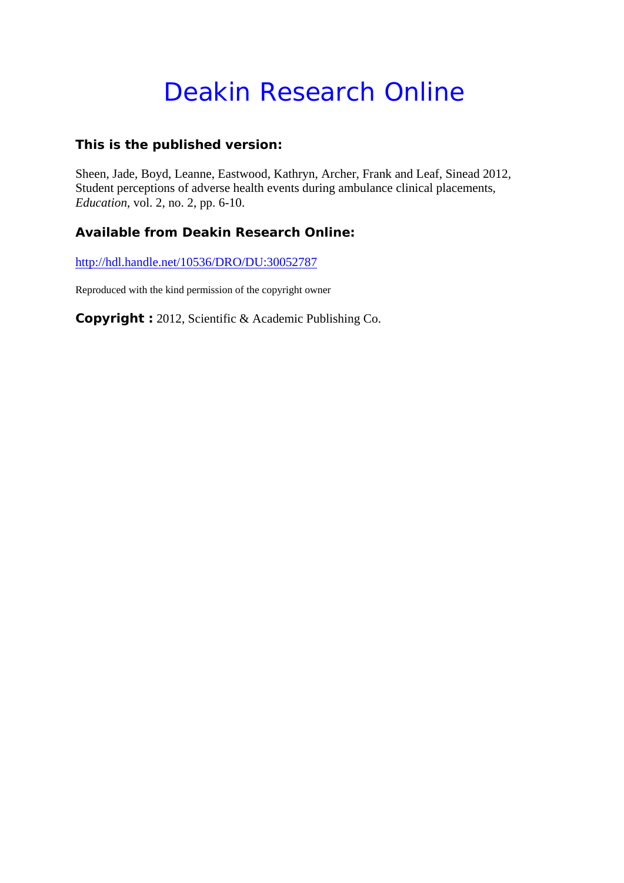# Deakin Research Online

### This is the published version:

Sheen, Jade, Boyd, Leanne, Eastwood, Kathryn, Archer, Frank and Leaf, Sinead 2012, Student perceptions of adverse health events during ambulance clinical placements, *Education*, vol. 2, no. 2, pp. 6-10.

### Available from Deakin Research Online:

http://hdl.handle.net/10536/DRO/DU:30052787

Reproduced with the kind permission of the copyright owner

**Copyright :** 2012, Scientific & Academic Publishing Co.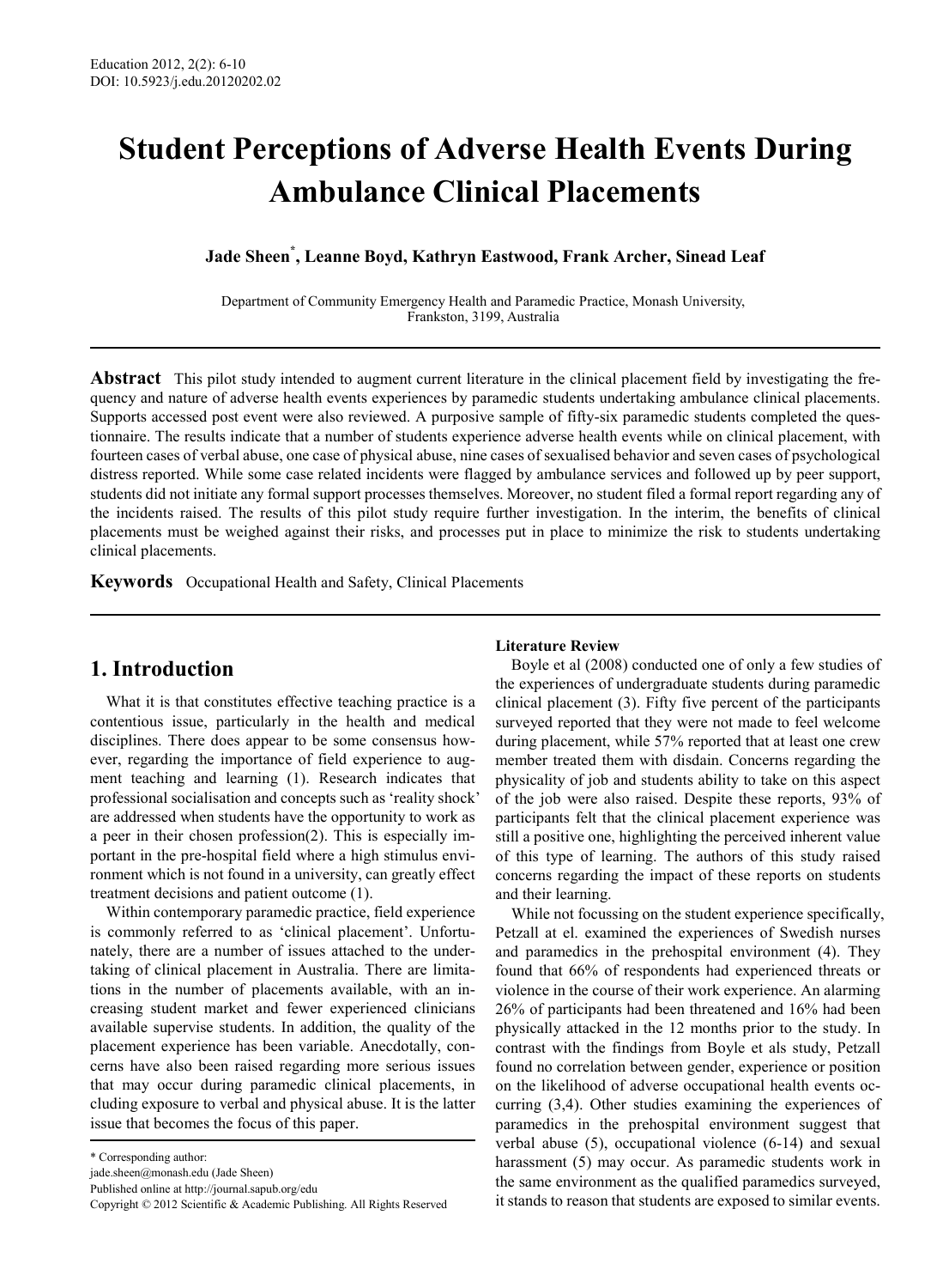# Student Perceptions of Adverse Health Events During Ambulance Clinical Placements

**Jade Sheen*, Leanne Boyd, Kathryn Eastwood, Frank Archer, Sinead Leaf**

Department of Community Emergency Health and Paramedic Practice, Monash University, Frankston, 3199, Australia

**Abstract** This pilot study intended to augment current literature in the clinical placement field by investigating the frequency and nature of adverse health events experiences by paramedic students undertaking ambulance clinical placements. Supports accessed post event were also reviewed. A purposive sample of fifty-six paramedic students completed the questionnaire. The results indicate that a number of students experience adverse health events while on clinical placement, with fourteen cases of verbal abuse, one case of physical abuse, nine cases of sexualised behavior and seven cases of psychological distress reported. While some case related incidents were flagged by ambulance services and followed up by peer support, students did not initiate any formal support processes themselves. Moreover, no student filed a formal report regarding any of the incidents raised. The results of this pilot study require further investigation. In the interim, the benefits of clinical placements must be weighed against their risks, and processes put in place to minimize the risk to students undertaking clinical placements.

**Keywords** Occupational Health and Safety, Clinical Placements

## 1. Introduction

What it is that constitutes effective teaching practice is a contentious issue, particularly in the health and medical disciplines. There does appear to be some consensus however, regarding the importance of field experience to augment teaching and learning (1). Research indicates that professional socialisation and concepts such as 'reality shock' are addressed when students have the opportunity to work as a peer in their chosen profession(2). This is especially important in the pre-hospital field where a high stimulus environment which is not found in a university, can greatly effect treatment decisions and patient outcome (1).

Within contemporary paramedic practice, field experience is commonly referred to as 'clinical placement'. Unfortunately, there are a number of issues attached to the undertaking of clinical placement in Australia. There are limitations in the number of placements available, with an increasing student market and fewer experienced clinicians available supervise students. In addition, the quality of the placement experience has been variable. Anecdotally, concerns have also been raised regarding more serious issues that may occur during paramedic clinical placements, in cluding exposure to verbal and physical abuse. It is the latter issue that becomes the focus of this paper.

### Literature Review

Boyle et al (2008) conducted one of only a few studies of the experiences of undergraduate students during paramedic clinical placement (3). Fifty five percent of the participants surveyed reported that they were not made to feel welcome during placement, while 57% reported that at least one crew member treated them with disdain. Concerns regarding the physicality of job and students ability to take on this aspect of the job were also raised. Despite these reports, 93% of participants felt that the clinical placement experience was still a positive one, highlighting the perceived inherent value of this type of learning. The authors of this study raised concerns regarding the impact of these reports on students and their learning.

While not focussing on the student experience specifically, Petzall at el. examined the experiences of Swedish nurses and paramedics in the prehospital environment (4). They found that 66% of respondents had experienced threats or violence in the course of their work experience. An alarming 26% of participants had been threatened and 16% had been physically attacked in the 12 months prior to the study. In contrast with the findings from Boyle et als study, Petzall found no correlation between gender, experience or position on the likelihood of adverse occupational health events occurring (3,4). Other studies examining the experiences of paramedics in the prehospital environment suggest that verbal abuse (5), occupational violence (6-14) and sexual harassment (5) may occur. As paramedic students work in the same environment as the qualified paramedics surveyed, it stands to reason that students are exposed to similar events.

\* Corresponding author:
jade.sheen@monash.edu (Jade Sheen)
Published online at http://journal.sapub.org/edu
Copyright © 2012 Scientific & Academic Publishing. All Rights Reserved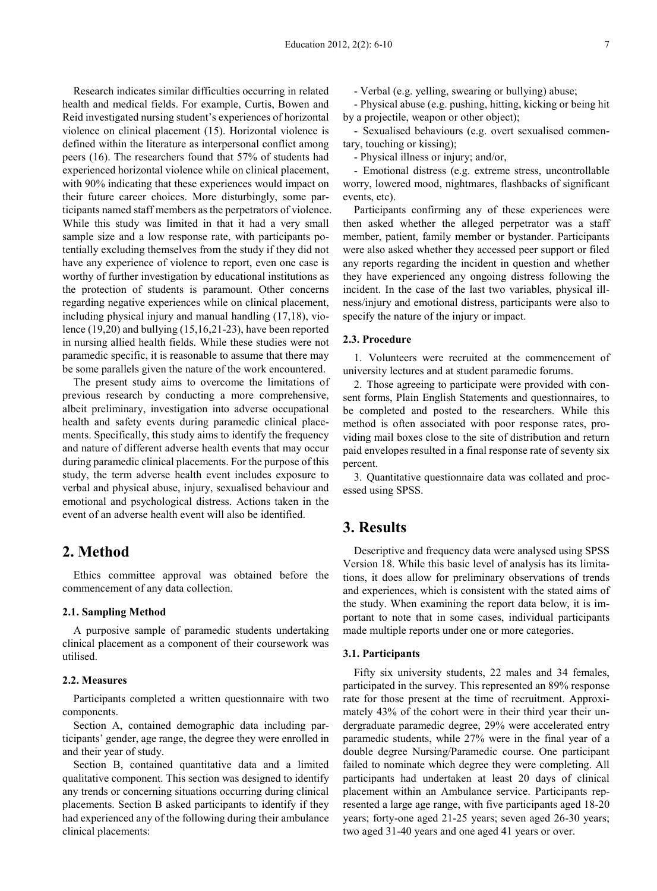Research indicates similar difficulties occurring in related health and medical fields. For example, Curtis, Bowen and Reid investigated nursing student's experiences of horizontal violence on clinical placement (15). Horizontal violence is defined within the literature as interpersonal conflict among peers (16). The researchers found that 57% of students had experienced horizontal violence while on clinical placement, with 90% indicating that these experiences would impact on their future career choices. More disturbingly, some participants named staff members as the perpetrators of violence. While this study was limited in that it had a very small sample size and a low response rate, with participants potentially excluding themselves from the study if they did not have any experience of violence to report, even one case is worthy of further investigation by educational institutions as the protection of students is paramount. Other concerns regarding negative experiences while on clinical placement, including physical injury and manual handling (17,18), violence (19,20) and bullying (15,16,21-23), have been reported in nursing allied health fields. While these studies were not paramedic specific, it is reasonable to assume that there may be some parallels given the nature of the work encountered.

The present study aims to overcome the limitations of previous research by conducting a more comprehensive, albeit preliminary, investigation into adverse occupational health and safety events during paramedic clinical placements. Specifically, this study aims to identify the frequency and nature of different adverse health events that may occur during paramedic clinical placements. For the purpose of this study, the term adverse health event includes exposure to verbal and physical abuse, injury, sexualised behaviour and emotional and psychological distress. Actions taken in the event of an adverse health event will also be identified.

# 2. Method

Ethics committee approval was obtained before the commencement of any data collection.

### 2.1. Sampling Method

A purposive sample of paramedic students undertaking clinical placement as a component of their coursework was utilised.

### 2.2. Measures

Participants completed a written questionnaire with two components.

Section A, contained demographic data including participants' gender, age range, the degree they were enrolled in and their year of study.

Section B, contained quantitative data and a limited qualitative component. This section was designed to identify any trends or concerning situations occurring during clinical placements. Section B asked participants to identify if they had experienced any of the following during their ambulance clinical placements:

- Verbal (e.g. yelling, swearing or bullying) abuse;
- Physical abuse (e.g. pushing, hitting, kicking or being hit by a projectile, weapon or other object);
- Sexualised behaviours (e.g. overt sexualised commentary, touching or kissing);
- Physical illness or injury; and/or,
- Emotional distress (e.g. extreme stress, uncontrollable worry, lowered mood, nightmares, flashbacks of significant events, etc).

Participants confirming any of these experiences were then asked whether the alleged perpetrator was a staff member, patient, family member or bystander. Participants were also asked whether they accessed peer support or filed any reports regarding the incident in question and whether they have experienced any ongoing distress following the incident. In the case of the last two variables, physical illness/injury and emotional distress, participants were also to specify the nature of the injury or impact.

### 2.3. Procedure

1. Volunteers were recruited at the commencement of university lectures and at student paramedic forums.

2. Those agreeing to participate were provided with consent forms, Plain English Statements and questionnaires, to be completed and posted to the researchers. While this method is often associated with poor response rates, providing mail boxes close to the site of distribution and return paid envelopes resulted in a final response rate of seventy six percent.

3. Quantitative questionnaire data was collated and processed using SPSS.

# 3. Results

Descriptive and frequency data were analysed using SPSS Version 18. While this basic level of analysis has its limitations, it does allow for preliminary observations of trends and experiences, which is consistent with the stated aims of the study. When examining the report data below, it is important to note that in some cases, individual participants made multiple reports under one or more categories.

### 3.1. Participants

Fifty six university students, 22 males and 34 females, participated in the survey. This represented an 89% response rate for those present at the time of recruitment. Approximately 43% of the cohort were in their third year their undergraduate paramedic degree, 29% were accelerated entry paramedic students, while 27% were in the final year of a double degree Nursing/Paramedic course. One participant failed to nominate which degree they were completing. All participants had undertaken at least 20 days of clinical placement within an Ambulance service. Participants represented a large age range, with five participants aged 18-20 years; forty-one aged 21-25 years; seven aged 26-30 years; two aged 31-40 years and one aged 41 years or over.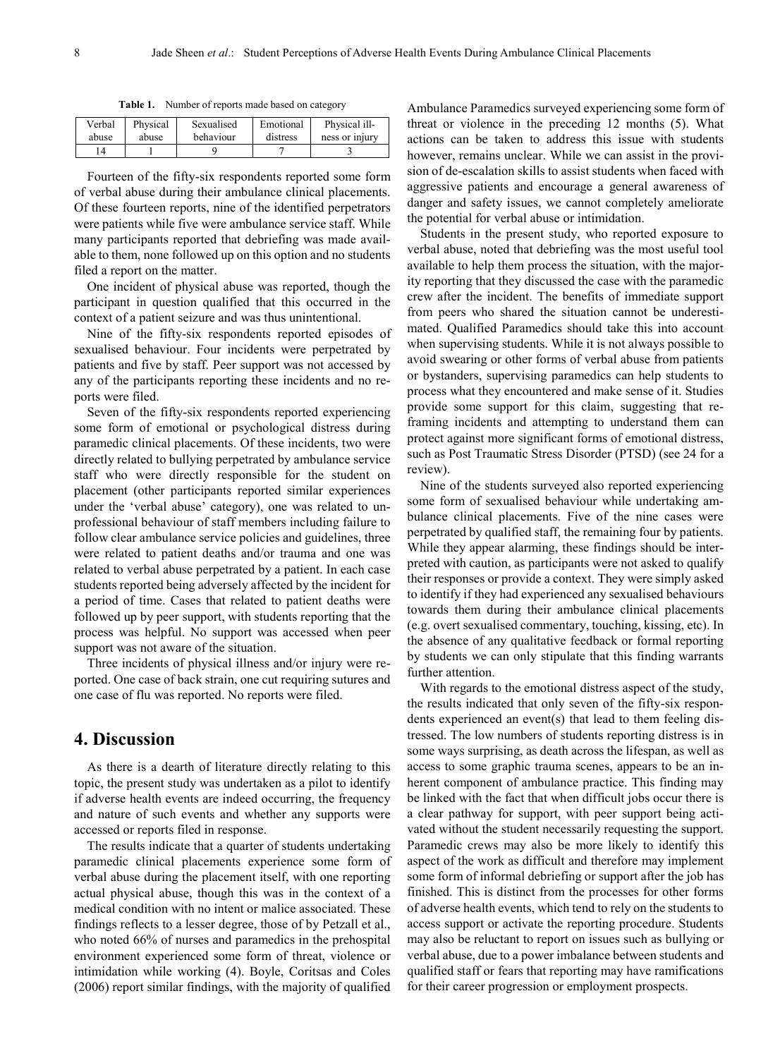**Table 1.** Number of reports made based on category

| Verbal abuse | Physical abuse | Sexualised behaviour | Emotional distress | Physical illness or injury |
|---|---|---|---|---|
| 14 | 1 | 9 | 7 | 3 |

Fourteen of the fifty-six respondents reported some form of verbal abuse during their ambulance clinical placements. Of these fourteen reports, nine of the identified perpetrators were patients while five were ambulance service staff. While many participants reported that debriefing was made available to them, none followed up on this option and no students filed a report on the matter.

One incident of physical abuse was reported, though the participant in question qualified that this occurred in the context of a patient seizure and was thus unintentional.

Nine of the fifty-six respondents reported episodes of sexualised behaviour. Four incidents were perpetrated by patients and five by staff. Peer support was not accessed by any of the participants reporting these incidents and no reports were filed.

Seven of the fifty-six respondents reported experiencing some form of emotional or psychological distress during paramedic clinical placements. Of these incidents, two were directly related to bullying perpetrated by ambulance service staff who were directly responsible for the student on placement (other participants reported similar experiences under the 'verbal abuse' category), one was related to unprofessional behaviour of staff members including failure to follow clear ambulance service policies and guidelines, three were related to patient deaths and/or trauma and one was related to verbal abuse perpetrated by a patient. In each case students reported being adversely affected by the incident for a period of time. Cases that related to patient deaths were followed up by peer support, with students reporting that the process was helpful. No support was accessed when peer support was not aware of the situation.

Three incidents of physical illness and/or injury were reported. One case of back strain, one cut requiring sutures and one case of flu was reported. No reports were filed.

# 4. Discussion

As there is a dearth of literature directly relating to this topic, the present study was undertaken as a pilot to identify if adverse health events are indeed occurring, the frequency and nature of such events and whether any supports were accessed or reports filed in response.

The results indicate that a quarter of students undertaking paramedic clinical placements experience some form of verbal abuse during the placement itself, with one reporting actual physical abuse, though this was in the context of a medical condition with no intent or malice associated. These findings reflects to a lesser degree, those of by Petzall et al., who noted 66% of nurses and paramedics in the prehospital environment experienced some form of threat, violence or intimidation while working (4). Boyle, Coritsas and Coles (2006) report similar findings, with the majority of qualified Ambulance Paramedics surveyed experiencing some form of threat or violence in the preceding 12 months (5). What actions can be taken to address this issue with students however, remains unclear. While we can assist in the provision of de-escalation skills to assist students when faced with aggressive patients and encourage a general awareness of danger and safety issues, we cannot completely ameliorate the potential for verbal abuse or intimidation.

Students in the present study, who reported exposure to verbal abuse, noted that debriefing was the most useful tool available to help them process the situation, with the majority reporting that they discussed the case with the paramedic crew after the incident. The benefits of immediate support from peers who shared the situation cannot be underestimated. Qualified Paramedics should take this into account when supervising students. While it is not always possible to avoid swearing or other forms of verbal abuse from patients or bystanders, supervising paramedics can help students to process what they encountered and make sense of it. Studies provide some support for this claim, suggesting that reframing incidents and attempting to understand them can protect against more significant forms of emotional distress, such as Post Traumatic Stress Disorder (PTSD) (see 24 for a review).

Nine of the students surveyed also reported experiencing some form of sexualised behaviour while undertaking ambulance clinical placements. Five of the nine cases were perpetrated by qualified staff, the remaining four by patients. While they appear alarming, these findings should be interpreted with caution, as participants were not asked to qualify their responses or provide a context. They were simply asked to identify if they had experienced any sexualised behaviours towards them during their ambulance clinical placements (e.g. overt sexualised commentary, touching, kissing, etc). In the absence of any qualitative feedback or formal reporting by students we can only stipulate that this finding warrants further attention.

With regards to the emotional distress aspect of the study, the results indicated that only seven of the fifty-six respondents experienced an event(s) that lead to them feeling distressed. The low numbers of students reporting distress is in some ways surprising, as death across the lifespan, as well as access to some graphic trauma scenes, appears to be an inherent component of ambulance practice. This finding may be linked with the fact that when difficult jobs occur there is a clear pathway for support, with peer support being activated without the student necessarily requesting the support. Paramedic crews may also be more likely to identify this aspect of the work as difficult and therefore may implement some form of informal debriefing or support after the job has finished. This is distinct from the processes for other forms of adverse health events, which tend to rely on the students to access support or activate the reporting procedure. Students may also be reluctant to report on issues such as bullying or verbal abuse, due to a power imbalance between students and qualified staff or fears that reporting may have ramifications for their career progression or employment prospects.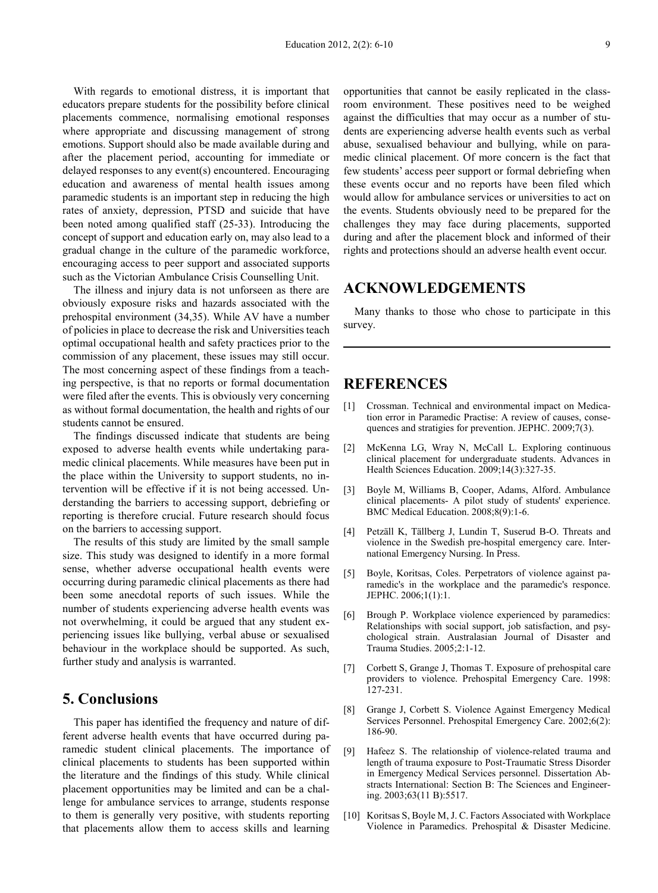With regards to emotional distress, it is important that educators prepare students for the possibility before clinical placements commence, normalising emotional responses where appropriate and discussing management of strong emotions. Support should also be made available during and after the placement period, accounting for immediate or delayed responses to any event(s) encountered. Encouraging education and awareness of mental health issues among paramedic students is an important step in reducing the high rates of anxiety, depression, PTSD and suicide that have been noted among qualified staff (25-33). Introducing the concept of support and education early on, may also lead to a gradual change in the culture of the paramedic workforce, encouraging access to peer support and associated supports such as the Victorian Ambulance Crisis Counselling Unit.

The illness and injury data is not unforseen as there are obviously exposure risks and hazards associated with the prehospital environment (34,35). While AV have a number of policies in place to decrease the risk and Universities teach optimal occupational health and safety practices prior to the commission of any placement, these issues may still occur. The most concerning aspect of these findings from a teaching perspective, is that no reports or formal documentation were filed after the events. This is obviously very concerning as without formal documentation, the health and rights of our students cannot be ensured.

The findings discussed indicate that students are being exposed to adverse health events while undertaking paramedic clinical placements. While measures have been put in the place within the University to support students, no intervention will be effective if it is not being accessed. Understanding the barriers to accessing support, debriefing or reporting is therefore crucial. Future research should focus on the barriers to accessing support.

The results of this study are limited by the small sample size. This study was designed to identify in a more formal sense, whether adverse occupational health events were occurring during paramedic clinical placements as there had been some anecdotal reports of such issues. While the number of students experiencing adverse health events was not overwhelming, it could be argued that any student experiencing issues like bullying, verbal abuse or sexualised behaviour in the workplace should be supported. As such, further study and analysis is warranted.

## 5. Conclusions

This paper has identified the frequency and nature of different adverse health events that have occurred during paramedic student clinical placements. The importance of clinical placements to students has been supported within the literature and the findings of this study. While clinical placement opportunities may be limited and can be a challenge for ambulance services to arrange, students response to them is generally very positive, with students reporting that placements allow them to access skills and learning opportunities that cannot be easily replicated in the classroom environment. These positives need to be weighed against the difficulties that may occur as a number of students are experiencing adverse health events such as verbal abuse, sexualised behaviour and bullying, while on paramedic clinical placement. Of more concern is the fact that few students' access peer support or formal debriefing when these events occur and no reports have been filed which would allow for ambulance services or universities to act on the events. Students obviously need to be prepared for the challenges they may face during placements, supported during and after the placement block and informed of their rights and protections should an adverse health event occur.

## ACKNOWLEDGEMENTS

Many thanks to those who chose to participate in this survey.

## REFERENCES

[1] Crossman. Technical and environmental impact on Medication error in Paramedic Practise: A review of causes, consequences and stratigies for prevention. JEPHC. 2009;7(3).

[2] McKenna LG, Wray N, McCall L. Exploring continuous clinical placement for undergraduate students. Advances in Health Sciences Education. 2009;14(3):327-35.

[3] Boyle M, Williams B, Cooper, Adams, Alford. Ambulance clinical placements- A pilot study of students' experience. BMC Medical Education. 2008;8(9):1-6.

[4] Petzäll K, Tällberg J, Lundin T, Suserud B-O. Threats and violence in the Swedish pre-hospital emergency care. International Emergency Nursing. In Press.

[5] Boyle, Koritsas, Coles. Perpetrators of violence against paramedic's in the workplace and the paramedic's responce. JEPHC. 2006;1(1):1.

[6] Brough P. Workplace violence experienced by paramedics: Relationships with social support, job satisfaction, and psychological strain. Australasian Journal of Disaster and Trauma Studies. 2005;2:1-12.

[7] Corbett S, Grange J, Thomas T. Exposure of prehospital care providers to violence. Prehospital Emergency Care. 1998: 127-231.

[8] Grange J, Corbett S. Violence Against Emergency Medical Services Personnel. Prehospital Emergency Care. 2002;6(2): 186-90.

[9] Hafeez S. The relationship of violence-related trauma and length of trauma exposure to Post-Traumatic Stress Disorder in Emergency Medical Services personnel. Dissertation Abstracts International: Section B: The Sciences and Engineering. 2003;63(11 B):5517.

[10] Koritsas S, Boyle M, J. C. Factors Associated with Workplace Violence in Paramedics. Prehospital & Disaster Medicine.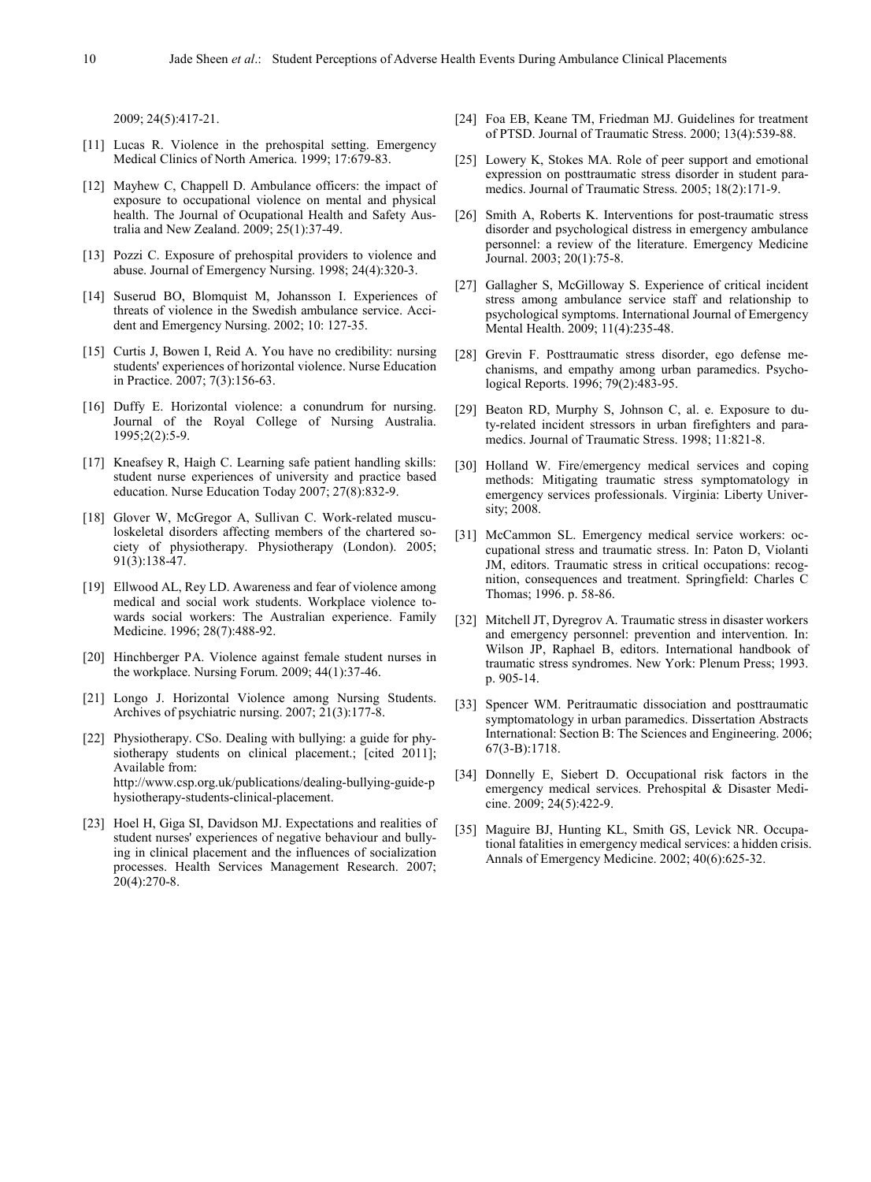2009; 24(5):417-21.

[11] Lucas R. Violence in the prehospital setting. Emergency Medical Clinics of North America. 1999; 17:679-83.

[12] Mayhew C, Chappell D. Ambulance officers: the impact of exposure to occupational violence on mental and physical health. The Journal of Ocupational Health and Safety Australia and New Zealand. 2009; 25(1):37-49.

[13] Pozzi C. Exposure of prehospital providers to violence and abuse. Journal of Emergency Nursing. 1998; 24(4):320-3.

[14] Suserud BO, Blomquist M, Johansson I. Experiences of threats of violence in the Swedish ambulance service. Accident and Emergency Nursing. 2002; 10: 127-35.

[15] Curtis J, Bowen I, Reid A. You have no credibility: nursing students' experiences of horizontal violence. Nurse Education in Practice. 2007; 7(3):156-63.

[16] Duffy E. Horizontal violence: a conundrum for nursing. Journal of the Royal College of Nursing Australia. 1995;2(2):5-9.

[17] Kneafsey R, Haigh C. Learning safe patient handling skills: student nurse experiences of university and practice based education. Nurse Education Today 2007; 27(8):832-9.

[18] Glover W, McGregor A, Sullivan C. Work-related musculoskeletal disorders affecting members of the chartered society of physiotherapy. Physiotherapy (London). 2005; 91(3):138-47.

[19] Ellwood AL, Rey LD. Awareness and fear of violence among medical and social work students. Workplace violence towards social workers: The Australian experience. Family Medicine. 1996; 28(7):488-92.

[20] Hinchberger PA. Violence against female student nurses in the workplace. Nursing Forum. 2009; 44(1):37-46.

[21] Longo J. Horizontal Violence among Nursing Students. Archives of psychiatric nursing. 2007; 21(3):177-8.

[22] Physiotherapy. CSo. Dealing with bullying: a guide for physiotherapy students on clinical placement.; [cited 2011]; Available from: http://www.csp.org.uk/publications/dealing-bullying-guide-physiotherapy-students-clinical-placement.

[23] Hoel H, Giga SI, Davidson MJ. Expectations and realities of student nurses' experiences of negative behaviour and bullying in clinical placement and the influences of socialization processes. Health Services Management Research. 2007; 20(4):270-8.

[24] Foa EB, Keane TM, Friedman MJ. Guidelines for treatment of PTSD. Journal of Traumatic Stress. 2000; 13(4):539-88.

[25] Lowery K, Stokes MA. Role of peer support and emotional expression on posttraumatic stress disorder in student paramedics. Journal of Traumatic Stress. 2005; 18(2):171-9.

[26] Smith A, Roberts K. Interventions for post-traumatic stress disorder and psychological distress in emergency ambulance personnel: a review of the literature. Emergency Medicine Journal. 2003; 20(1):75-8.

[27] Gallagher S, McGilloway S. Experience of critical incident stress among ambulance service staff and relationship to psychological symptoms. International Journal of Emergency Mental Health. 2009; 11(4):235-48.

[28] Grevin F. Posttraumatic stress disorder, ego defense mechanisms, and empathy among urban paramedics. Psychological Reports. 1996; 79(2):483-95.

[29] Beaton RD, Murphy S, Johnson C, al. e. Exposure to duty-related incident stressors in urban firefighters and paramedics. Journal of Traumatic Stress. 1998; 11:821-8.

[30] Holland W. Fire/emergency medical services and coping methods: Mitigating traumatic stress symptomatology in emergency services professionals. Virginia: Liberty University; 2008.

[31] McCammon SL. Emergency medical service workers: occupational stress and traumatic stress. In: Paton D, Violanti JM, editors. Traumatic stress in critical occupations: recognition, consequences and treatment. Springfield: Charles C Thomas; 1996. p. 58-86.

[32] Mitchell JT, Dyregrov A. Traumatic stress in disaster workers and emergency personnel: prevention and intervention. In: Wilson JP, Raphael B, editors. International handbook of traumatic stress syndromes. New York: Plenum Press; 1993. p. 905-14.

[33] Spencer WM. Peritraumatic dissociation and posttraumatic symptomatology in urban paramedics. Dissertation Abstracts International: Section B: The Sciences and Engineering. 2006; 67(3-B):1718.

[34] Donnelly E, Siebert D. Occupational risk factors in the emergency medical services. Prehospital & Disaster Medicine. 2009; 24(5):422-9.

[35] Maguire BJ, Hunting KL, Smith GS, Levick NR. Occupational fatalities in emergency medical services: a hidden crisis. Annals of Emergency Medicine. 2002; 40(6):625-32.